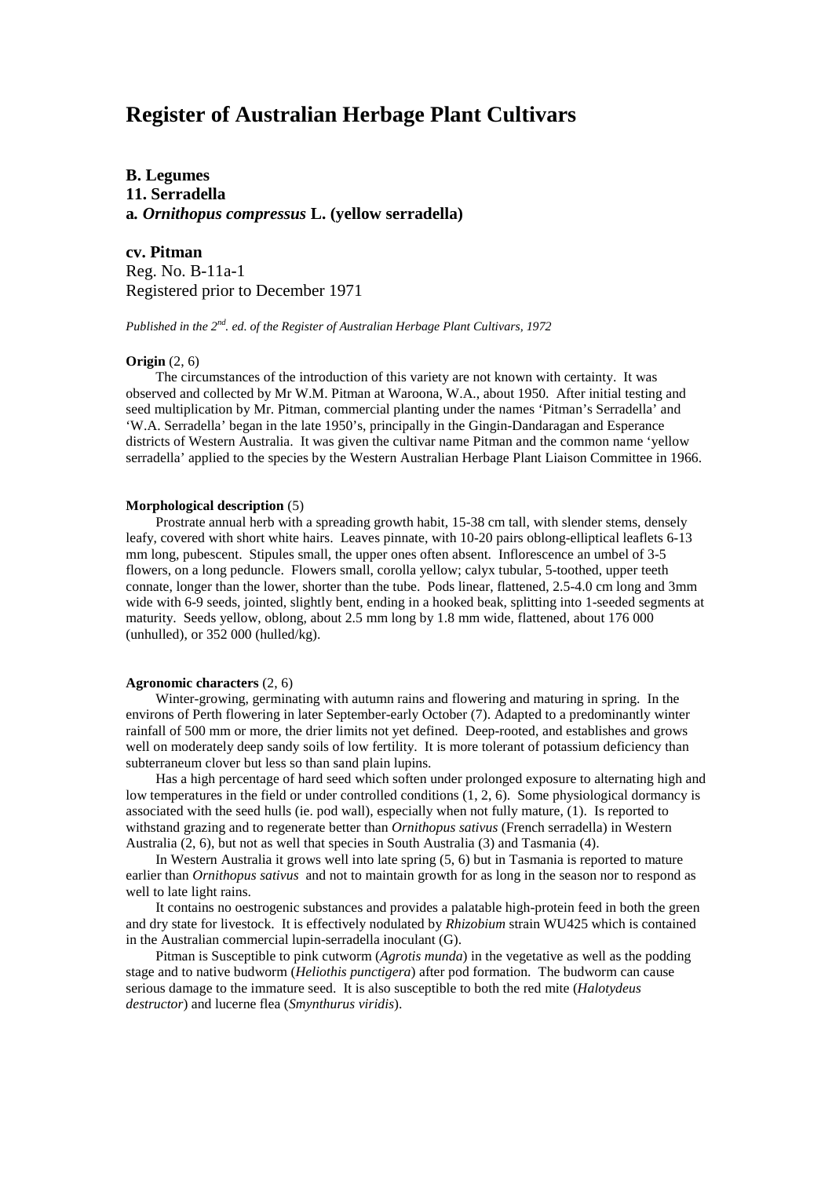# Register of Australian Herbage Plant Cultivars

**B. Legumes**
**11. Serradella**
**a. *Ornithopus compressus* L. (yellow serradella)**

**cv. Pitman**
Reg. No. B-11a-1
Registered prior to December 1971

*Published in the 2nd. ed. of the Register of Australian Herbage Plant Cultivars, 1972*

**Origin** (2, 6)

The circumstances of the introduction of this variety are not known with certainty. It was observed and collected by Mr W.M. Pitman at Waroona, W.A., about 1950. After initial testing and seed multiplication by Mr. Pitman, commercial planting under the names 'Pitman's Serradella' and 'W.A. Serradella' began in the late 1950's, principally in the Gingin-Dandaragan and Esperance districts of Western Australia. It was given the cultivar name Pitman and the common name 'yellow serradella' applied to the species by the Western Australian Herbage Plant Liaison Committee in 1966.

**Morphological description** (5)

Prostrate annual herb with a spreading growth habit, 15-38 cm tall, with slender stems, densely leafy, covered with short white hairs. Leaves pinnate, with 10-20 pairs oblong-elliptical leaflets 6-13 mm long, pubescent. Stipules small, the upper ones often absent. Inflorescence an umbel of 3-5 flowers, on a long peduncle. Flowers small, corolla yellow; calyx tubular, 5-toothed, upper teeth connate, longer than the lower, shorter than the tube. Pods linear, flattened, 2.5-4.0 cm long and 3mm wide with 6-9 seeds, jointed, slightly bent, ending in a hooked beak, splitting into 1-seeded segments at maturity. Seeds yellow, oblong, about 2.5 mm long by 1.8 mm wide, flattened, about 176 000 (unhulled), or 352 000 (hulled/kg).

**Agronomic characters** (2, 6)

Winter-growing, germinating with autumn rains and flowering and maturing in spring. In the environs of Perth flowering in later September-early October (7). Adapted to a predominantly winter rainfall of 500 mm or more, the drier limits not yet defined. Deep-rooted, and establishes and grows well on moderately deep sandy soils of low fertility. It is more tolerant of potassium deficiency than subterraneum clover but less so than sand plain lupins.

Has a high percentage of hard seed which soften under prolonged exposure to alternating high and low temperatures in the field or under controlled conditions (1, 2, 6). Some physiological dormancy is associated with the seed hulls (ie. pod wall), especially when not fully mature, (1). Is reported to withstand grazing and to regenerate better than *Ornithopus sativus* (French serradella) in Western Australia (2, 6), but not as well that species in South Australia (3) and Tasmania (4).

In Western Australia it grows well into late spring (5, 6) but in Tasmania is reported to mature earlier than *Ornithopus sativus* and not to maintain growth for as long in the season nor to respond as well to late light rains.

It contains no oestrogenic substances and provides a palatable high-protein feed in both the green and dry state for livestock. It is effectively nodulated by *Rhizobium* strain WU425 which is contained in the Australian commercial lupin-serradella inoculant (G).

Pitman is Susceptible to pink cutworm (*Agrotis munda*) in the vegetative as well as the podding stage and to native budworm (*Heliothis punctigera*) after pod formation. The budworm can cause serious damage to the immature seed. It is also susceptible to both the red mite (*Halotydeus destructor*) and lucerne flea (*Smynthurus viridis*).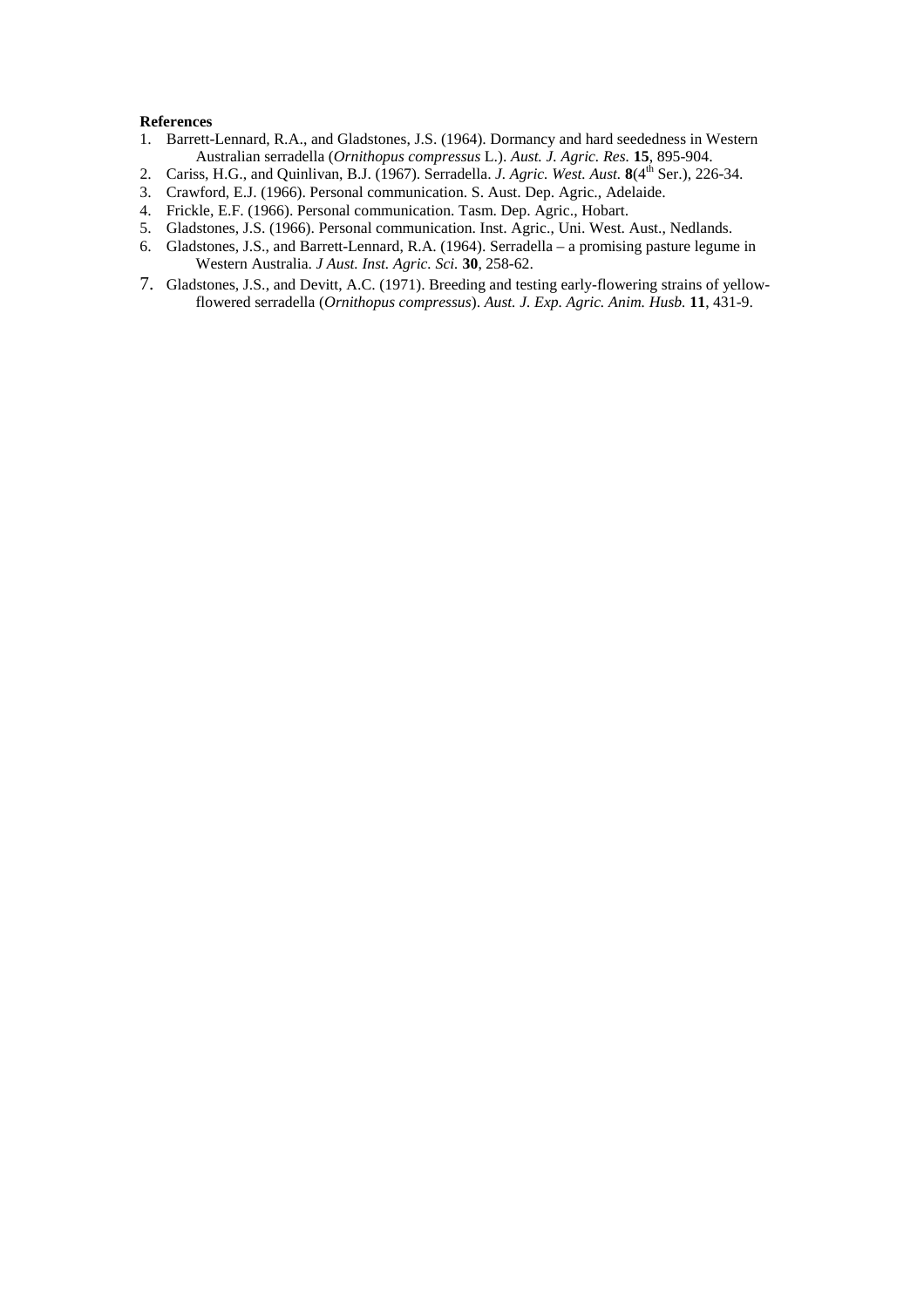**References**

1. Barrett-Lennard, R.A., and Gladstones, J.S. (1964). Dormancy and hard seededness in Western Australian serradella (*Ornithopus compressus* L.). *Aust. J. Agric. Res.* **15**, 895-904.
2. Cariss, H.G., and Quinlivan, B.J. (1967). Serradella. *J. Agric. West. Aust.* **8**(4th Ser.), 226-34.
3. Crawford, E.J. (1966). Personal communication. S. Aust. Dep. Agric., Adelaide.
4. Frickle, E.F. (1966). Personal communication. Tasm. Dep. Agric., Hobart.
5. Gladstones, J.S. (1966). Personal communication. Inst. Agric., Uni. West. Aust., Nedlands.
6. Gladstones, J.S., and Barrett-Lennard, R.A. (1964). Serradella – a promising pasture legume in Western Australia. *J Aust. Inst. Agric. Sci.* **30**, 258-62.
7. Gladstones, J.S., and Devitt, A.C. (1971). Breeding and testing early-flowering strains of yellow-flowered serradella (*Ornithopus compressus*). *Aust. J. Exp. Agric. Anim. Husb.* **11**, 431-9.